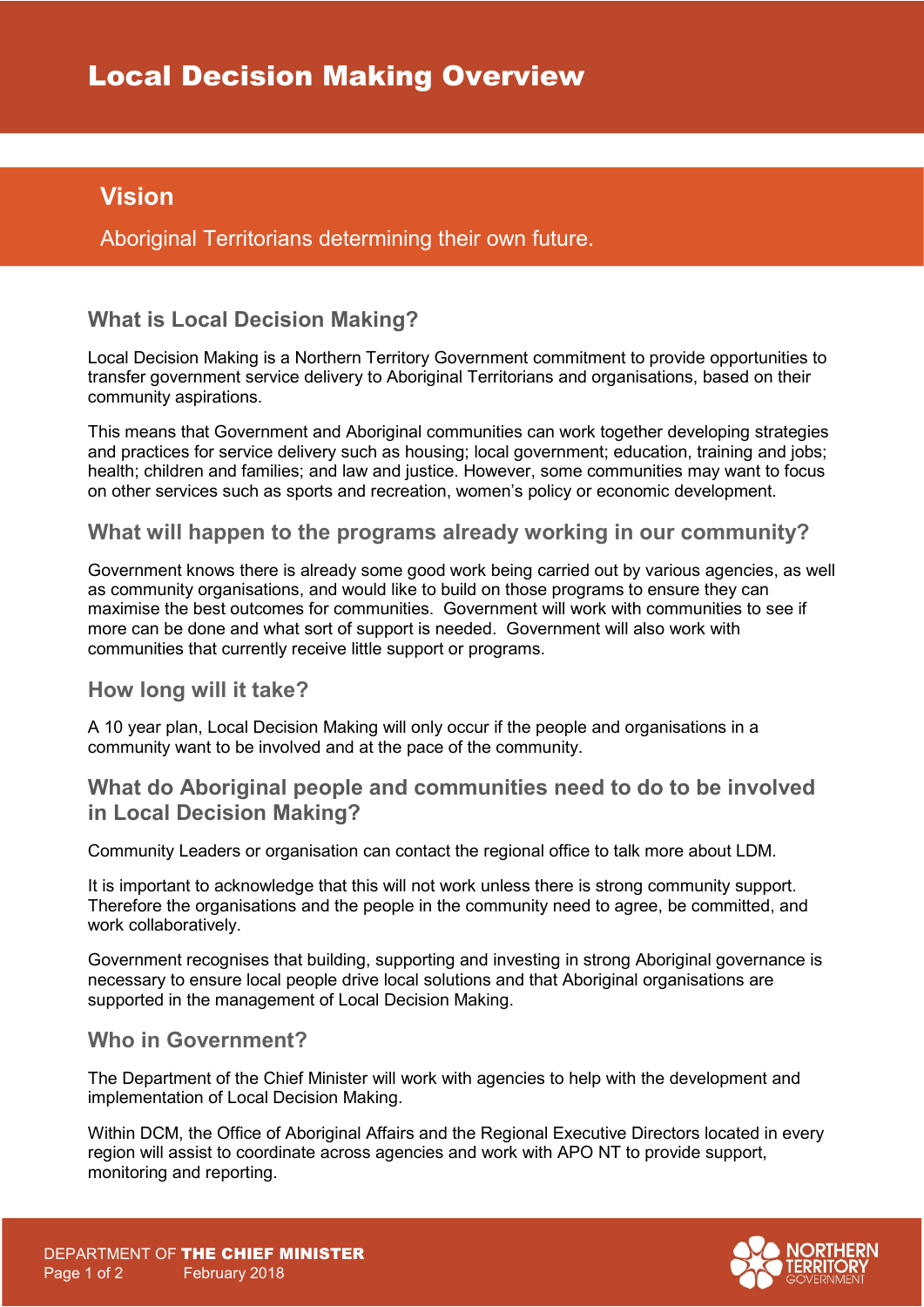# Local Decision Making Overview

## Vision

Aboriginal Territorians determining their own future.

### What is Local Decision Making?

Local Decision Making is a Northern Territory Government commitment to provide opportunities to transfer government service delivery to Aboriginal Territorians and organisations, based on their community aspirations.

This means that Government and Aboriginal communities can work together developing strategies and practices for service delivery such as housing; local government; education, training and jobs; health; children and families; and law and justice. However, some communities may want to focus on other services such as sports and recreation, women's policy or economic development.

### What will happen to the programs already working in our community?

Government knows there is already some good work being carried out by various agencies, as well as community organisations, and would like to build on those programs to ensure they can maximise the best outcomes for communities. Government will work with communities to see if more can be done and what sort of support is needed. Government will also work with communities that currently receive little support or programs.

### How long will it take?

A 10 year plan, Local Decision Making will only occur if the people and organisations in a community want to be involved and at the pace of the community.

### What do Aboriginal people and communities need to do to be involved in Local Decision Making?

Community Leaders or organisation can contact the regional office to talk more about LDM.

It is important to acknowledge that this will not work unless there is strong community support. Therefore the organisations and the people in the community need to agree, be committed, and work collaboratively.

Government recognises that building, supporting and investing in strong Aboriginal governance is necessary to ensure local people drive local solutions and that Aboriginal organisations are supported in the management of Local Decision Making.

### Who in Government?

The Department of the Chief Minister will work with agencies to help with the development and implementation of Local Decision Making.

Within DCM, the Office of Aboriginal Affairs and the Regional Executive Directors located in every region will assist to coordinate across agencies and work with APO NT to provide support, monitoring and reporting.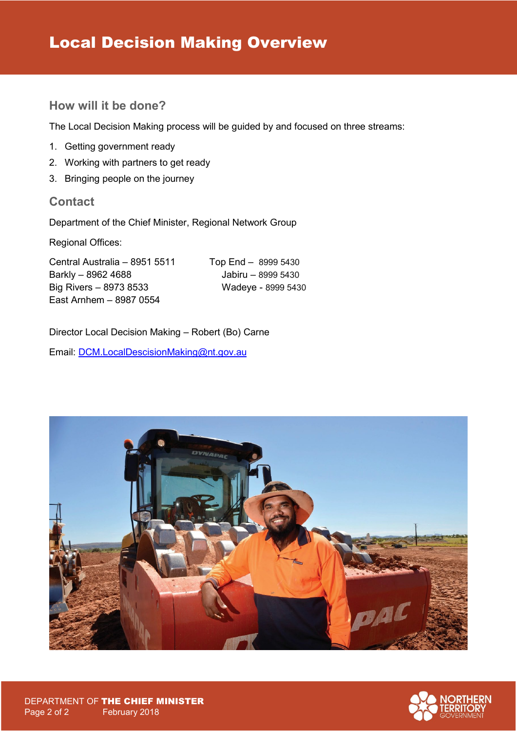# Local Decision Making Overview

## How will it be done?

The Local Decision Making process will be guided by and focused on three streams:

1. Getting government ready
2. Working with partners to get ready
3. Bringing people on the journey

## Contact

Department of the Chief Minister, Regional Network Group

Regional Offices:

Central Australia – 8951 5511
Barkly – 8962 4688
Big Rivers – 8973 8533
East Arnhem – 8987 0554

Top End – 8999 5430
Jabiru – 8999 5430
Wadeye - 8999 5430

Director Local Decision Making – Robert (Bo) Carne

Email: [DCM.LocalDescisionMaking@nt.gov.au](mailto:DCM.LocalDescisionMaking@nt.gov.au)